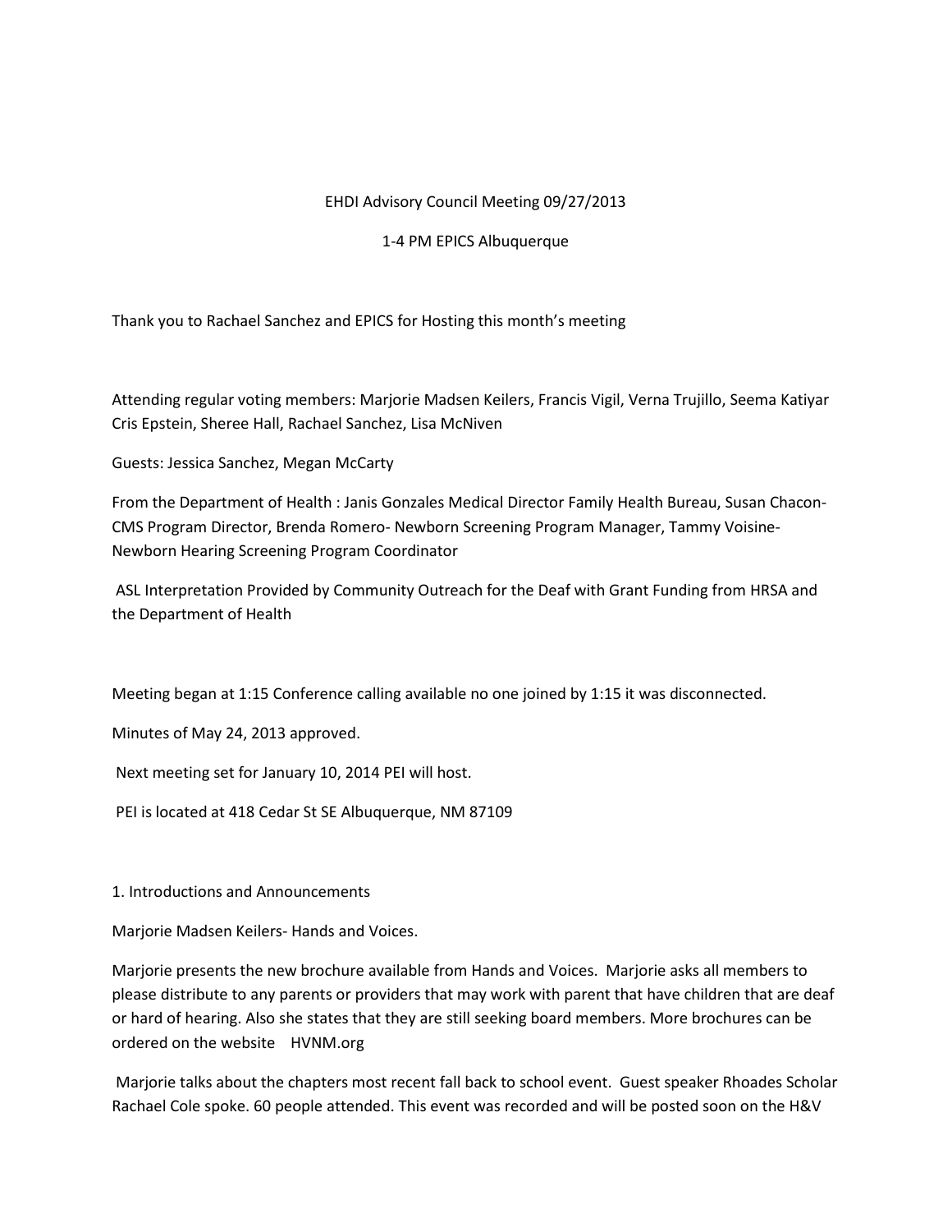EHDI Advisory Council Meeting 09/27/2013

1-4 PM EPICS Albuquerque

Thank you to Rachael Sanchez and EPICS for Hosting this month's meeting

Attending regular voting members: Marjorie Madsen Keilers, Francis Vigil, Verna Trujillo, Seema Katiyar Cris Epstein, Sheree Hall, Rachael Sanchez, Lisa McNiven

Guests: Jessica Sanchez, Megan McCarty

From the Department of Health : Janis Gonzales Medical Director Family Health Bureau, Susan Chacon-CMS Program Director, Brenda Romero- Newborn Screening Program Manager, Tammy Voisine-Newborn Hearing Screening Program Coordinator

ASL Interpretation Provided by Community Outreach for the Deaf with Grant Funding from HRSA and the Department of Health

Meeting began at 1:15 Conference calling available no one joined by 1:15 it was disconnected.

Minutes of May 24, 2013 approved.

Next meeting set for January 10, 2014 PEI will host.

PEI is located at 418 Cedar St SE Albuquerque, NM 87109

1. Introductions and Announcements

Marjorie Madsen Keilers- Hands and Voices.

Marjorie presents the new brochure available from Hands and Voices. Marjorie asks all members to please distribute to any parents or providers that may work with parent that have children that are deaf or hard of hearing. Also she states that they are still seeking board members. More brochures can be ordered on the website HVNM.org

Marjorie talks about the chapters most recent fall back to school event. Guest speaker Rhoades Scholar Rachael Cole spoke. 60 people attended. This event was recorded and will be posted soon on the H&V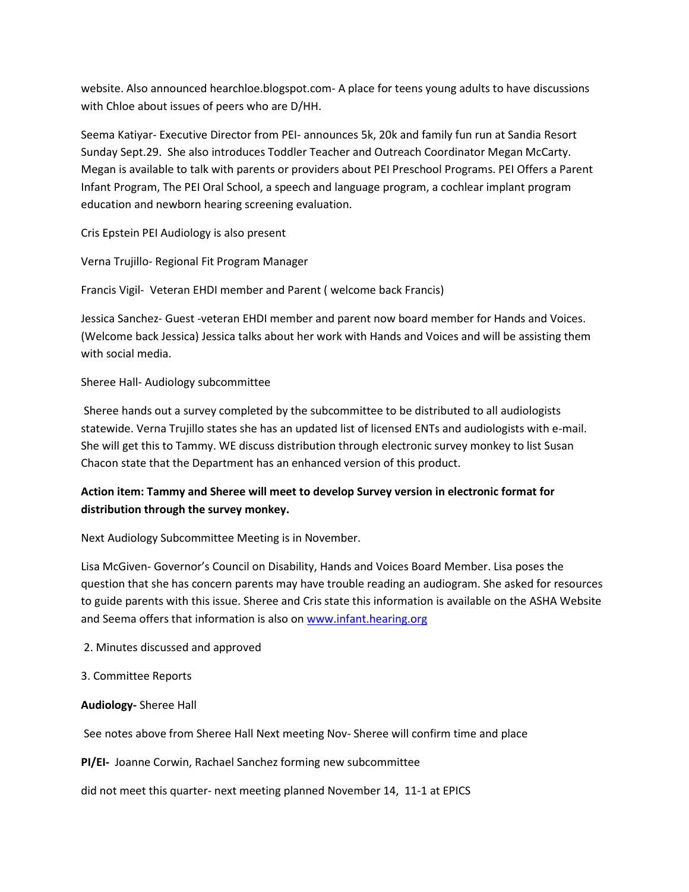website. Also announced hearchloe.blogspot.com- A place for teens young adults to have discussions with Chloe about issues of peers who are D/HH.

Seema Katiyar- Executive Director from PEI- announces 5k, 20k and family fun run at Sandia Resort Sunday Sept.29. She also introduces Toddler Teacher and Outreach Coordinator Megan McCarty. Megan is available to talk with parents or providers about PEI Preschool Programs. PEI Offers a Parent Infant Program, The PEI Oral School, a speech and language program, a cochlear implant program education and newborn hearing screening evaluation.

Cris Epstein PEI Audiology is also present

Verna Trujillo- Regional Fit Program Manager

Francis Vigil- Veteran EHDI member and Parent ( welcome back Francis)

Jessica Sanchez- Guest -veteran EHDI member and parent now board member for Hands and Voices. (Welcome back Jessica) Jessica talks about her work with Hands and Voices and will be assisting them with social media.

Sheree Hall- Audiology subcommittee

Sheree hands out a survey completed by the subcommittee to be distributed to all audiologists statewide. Verna Trujillo states she has an updated list of licensed ENTs and audiologists with e-mail. She will get this to Tammy. WE discuss distribution through electronic survey monkey to list Susan Chacon state that the Department has an enhanced version of this product.

**Action item: Tammy and Sheree will meet to develop Survey version in electronic format for distribution through the survey monkey.**

Next Audiology Subcommittee Meeting is in November.

Lisa McGiven- Governor's Council on Disability, Hands and Voices Board Member. Lisa poses the question that she has concern parents may have trouble reading an audiogram. She asked for resources to guide parents with this issue. Sheree and Cris state this information is available on the ASHA Website and Seema offers that information is also on [www.infant.hearing.org](www.infant.hearing.org)

2. Minutes discussed and approved

3. Committee Reports

**Audiology-** Sheree Hall

See notes above from Sheree Hall Next meeting Nov- Sheree will confirm time and place

**PI/EI-** Joanne Corwin, Rachael Sanchez forming new subcommittee

did not meet this quarter- next meeting planned November 14, 11-1 at EPICS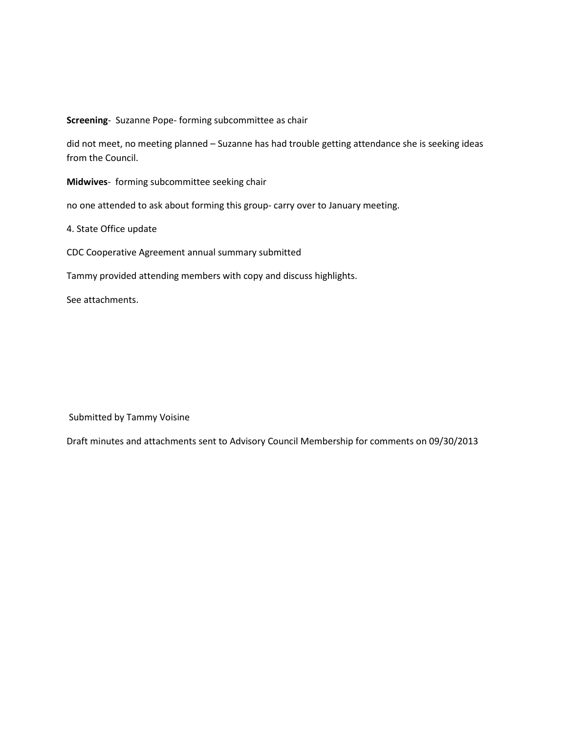**Screening**- Suzanne Pope- forming subcommittee as chair

did not meet, no meeting planned – Suzanne has had trouble getting attendance she is seeking ideas from the Council.

**Midwives**- forming subcommittee seeking chair

no one attended to ask about forming this group- carry over to January meeting.

4. State Office update

CDC Cooperative Agreement annual summary submitted

Tammy provided attending members with copy and discuss highlights.

See attachments.

Submitted by Tammy Voisine

Draft minutes and attachments sent to Advisory Council Membership for comments on 09/30/2013